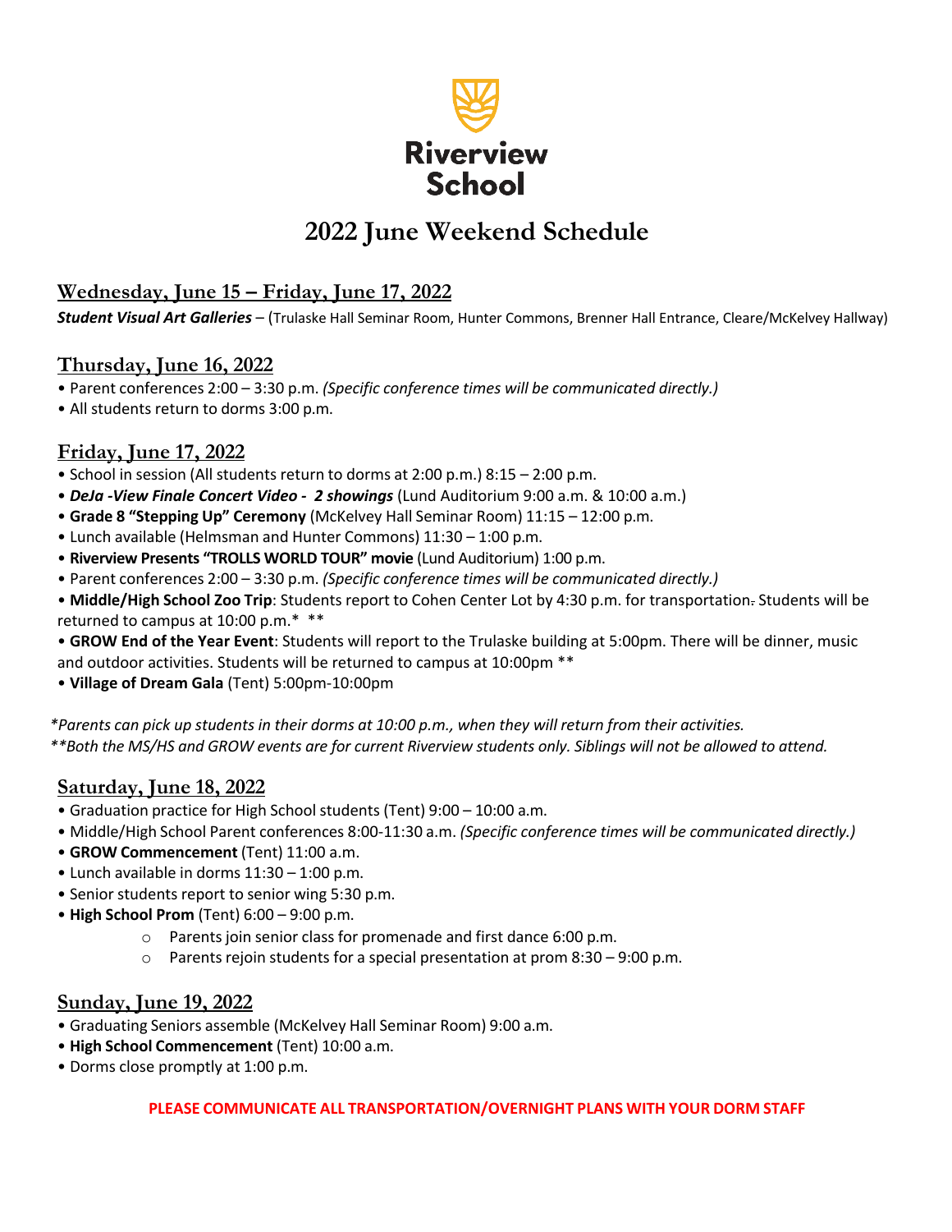Riverview School

# 2022 June Weekend Schedule

## Wednesday, June 15 – Friday, June 17, 2022

***Student Visual Art Galleries*** – (Trulaske Hall Seminar Room, Hunter Commons, Brenner Hall Entrance, Cleare/McKelvey Hallway)

## Thursday, June 16, 2022

- Parent conferences 2:00 – 3:30 p.m. *(Specific conference times will be communicated directly.)*
- All students return to dorms 3:00 p.m.

## Friday, June 17, 2022

- School in session (All students return to dorms at 2:00 p.m.) 8:15 – 2:00 p.m.
- ***DeJa -View Finale Concert Video - 2 showings*** (Lund Auditorium 9:00 a.m. & 10:00 a.m.)
- **Grade 8 "Stepping Up" Ceremony** (McKelvey Hall Seminar Room) 11:15 – 12:00 p.m.
- Lunch available (Helmsman and Hunter Commons) 11:30 – 1:00 p.m.
- **Riverview Presents "TROLLS WORLD TOUR" movie** (Lund Auditorium) 1:00 p.m.
- Parent conferences 2:00 – 3:30 p.m. *(Specific conference times will be communicated directly.)*
- **Middle/High School Zoo Trip**: Students report to Cohen Center Lot by 4:30 p.m. for transportation. Students will be returned to campus at 10:00 p.m.* **
- **GROW End of the Year Event**: Students will report to the Trulaske building at 5:00pm. There will be dinner, music and outdoor activities. Students will be returned to campus at 10:00pm **
- **Village of Dream Gala** (Tent) 5:00pm-10:00pm

*\*Parents can pick up students in their dorms at 10:00 p.m., when they will return from their activities.*
*\*\*Both the MS/HS and GROW events are for current Riverview students only. Siblings will not be allowed to attend.*

## Saturday, June 18, 2022

- Graduation practice for High School students (Tent) 9:00 – 10:00 a.m.
- Middle/High School Parent conferences 8:00-11:30 a.m. *(Specific conference times will be communicated directly.)*
- **GROW Commencement** (Tent) 11:00 a.m.
- Lunch available in dorms 11:30 – 1:00 p.m.
- Senior students report to senior wing 5:30 p.m.
- **High School Prom** (Tent) 6:00 – 9:00 p.m.
    - Parents join senior class for promenade and first dance 6:00 p.m.
    - Parents rejoin students for a special presentation at prom 8:30 – 9:00 p.m.

## Sunday, June 19, 2022

- Graduating Seniors assemble (McKelvey Hall Seminar Room) 9:00 a.m.
- **High School Commencement** (Tent) 10:00 a.m.
- Dorms close promptly at 1:00 p.m.

**PLEASE COMMUNICATE ALL TRANSPORTATION/OVERNIGHT PLANS WITH YOUR DORM STAFF**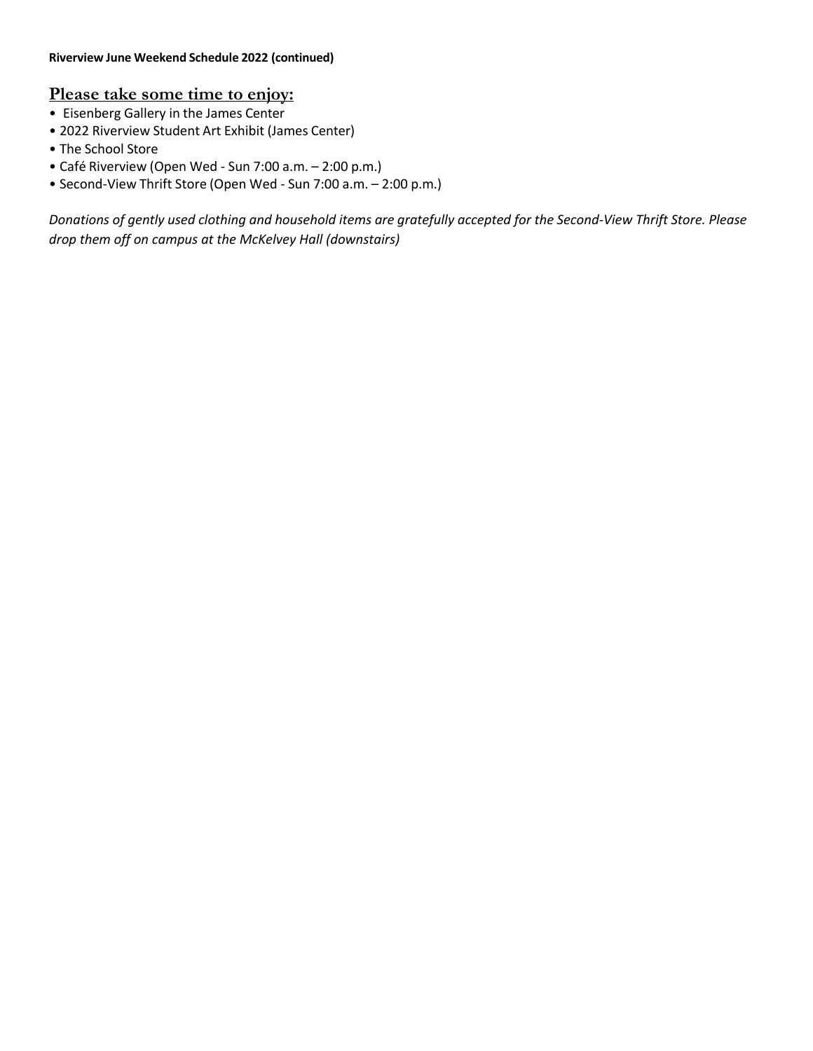**Riverview June Weekend Schedule 2022 (continued)**

## Please take some time to enjoy:

- Eisenberg Gallery in the James Center
- 2022 Riverview Student Art Exhibit (James Center)
- The School Store
- Café Riverview (Open Wed - Sun 7:00 a.m. – 2:00 p.m.)
- Second-View Thrift Store (Open Wed - Sun 7:00 a.m. – 2:00 p.m.)

*Donations of gently used clothing and household items are gratefully accepted for the Second-View Thrift Store. Please drop them off on campus at the McKelvey Hall (downstairs)*